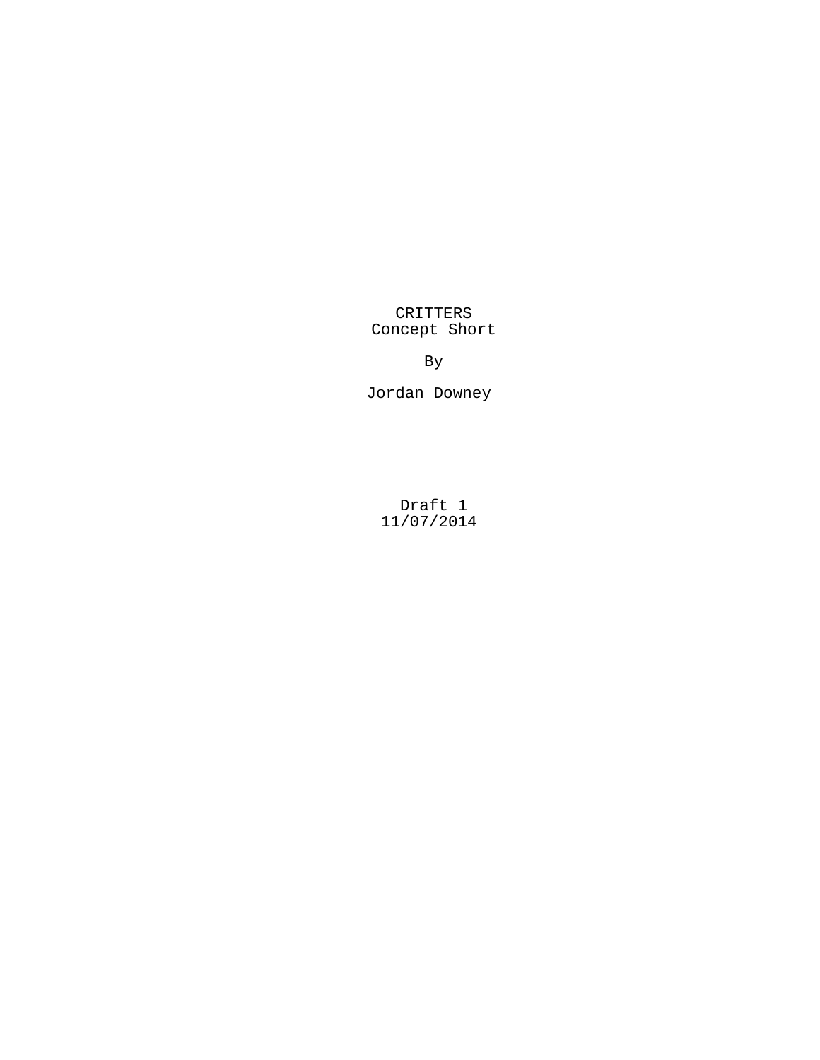# CRITTERS

Concept Short

By

Jordan Downey

Draft 1

11/07/2014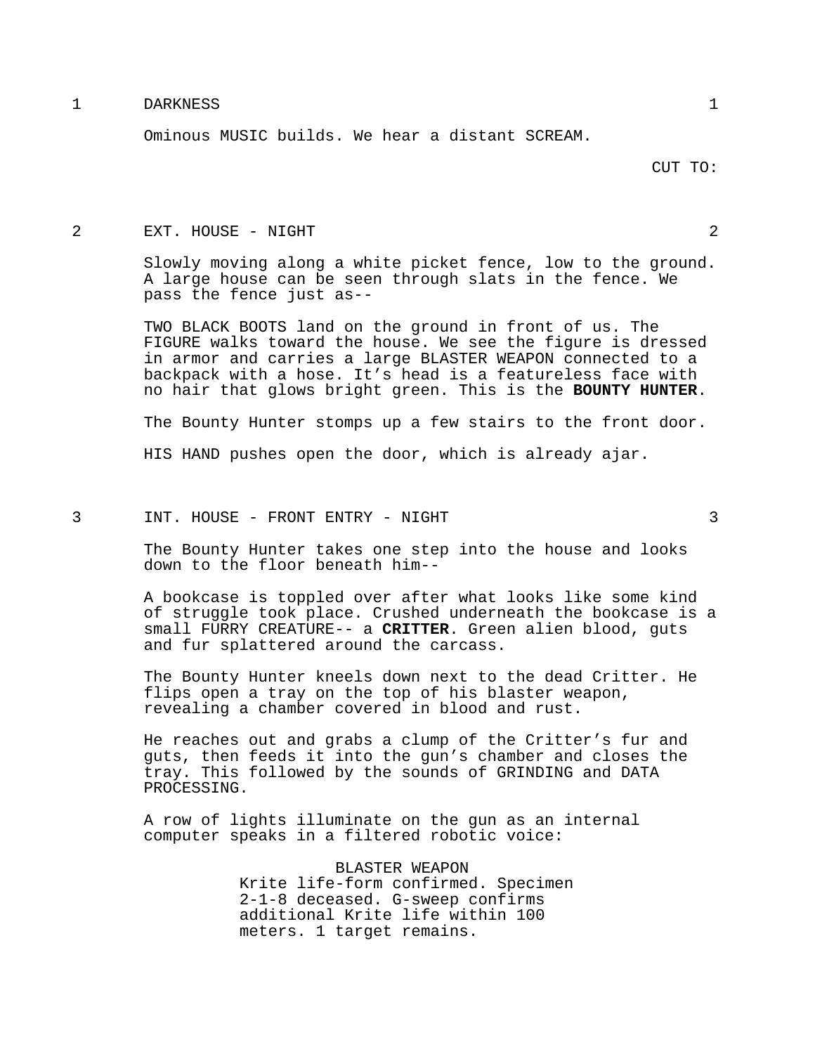1 DARKNESS 1

Ominous MUSIC builds. We hear a distant SCREAM.

CUT TO:

2 EXT. HOUSE - NIGHT 2

Slowly moving along a white picket fence, low to the ground. A large house can be seen through slats in the fence. We pass the fence just as--

TWO BLACK BOOTS land on the ground in front of us. The FIGURE walks toward the house. We see the figure is dressed in armor and carries a large BLASTER WEAPON connected to a backpack with a hose. It’s head is a featureless face with no hair that glows bright green. This is the **BOUNTY HUNTER**.

The Bounty Hunter stomps up a few stairs to the front door.

HIS HAND pushes open the door, which is already ajar.

3 INT. HOUSE - FRONT ENTRY - NIGHT 3

The Bounty Hunter takes one step into the house and looks down to the floor beneath him--

A bookcase is toppled over after what looks like some kind of struggle took place. Crushed underneath the bookcase is a small FURRY CREATURE-- a **CRITTER**. Green alien blood, guts and fur splattered around the carcass.

The Bounty Hunter kneels down next to the dead Critter. He flips open a tray on the top of his blaster weapon, revealing a chamber covered in blood and rust.

He reaches out and grabs a clump of the Critter’s fur and guts, then feeds it into the gun’s chamber and closes the tray. This followed by the sounds of GRINDING and DATA PROCESSING.

A row of lights illuminate on the gun as an internal computer speaks in a filtered robotic voice:

BLASTER WEAPON
Krite life-form confirmed. Specimen 2-1-8 deceased. G-sweep confirms additional Krite life within 100 meters. 1 target remains.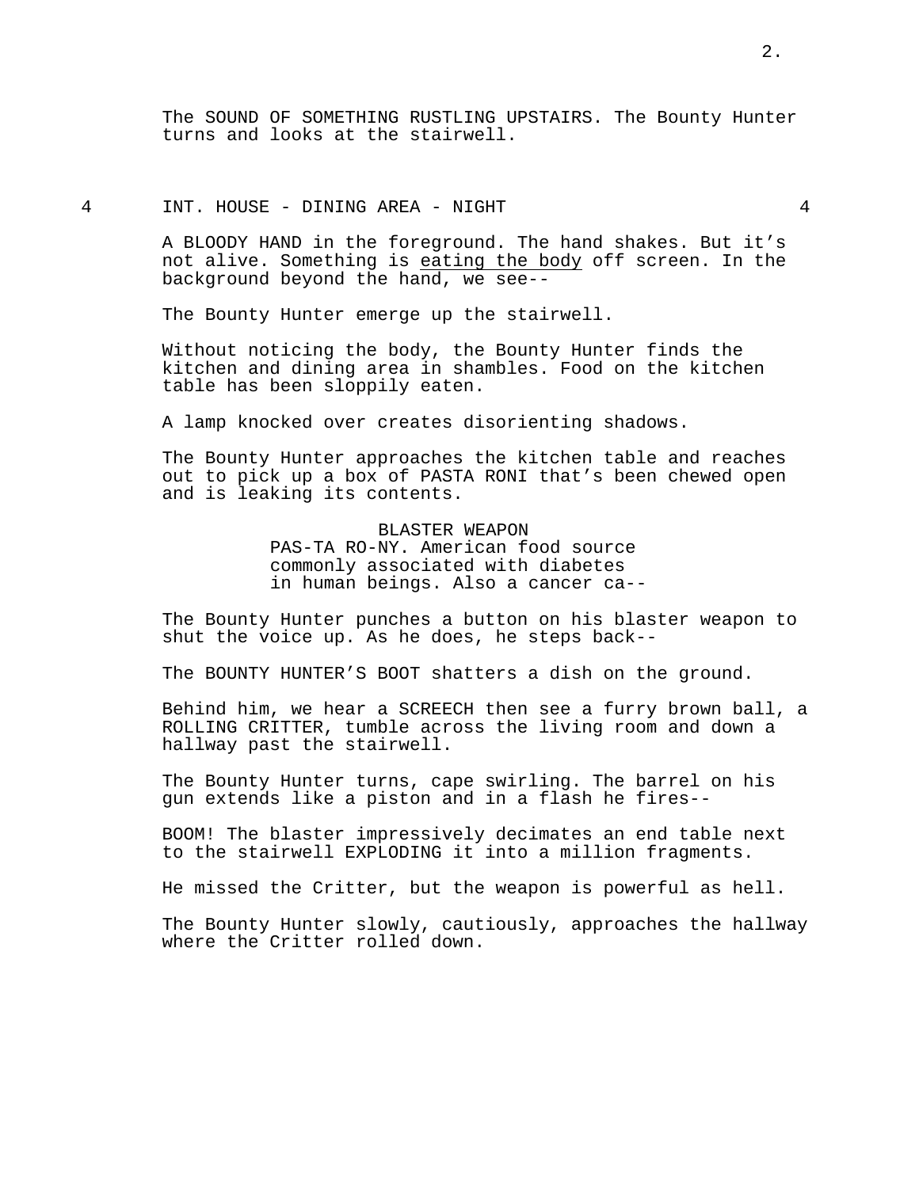The SOUND OF SOMETHING RUSTLING UPSTAIRS. The Bounty Hunter turns and looks at the stairwell.

4 INT. HOUSE - DINING AREA - NIGHT 4

A BLOODY HAND in the foreground. The hand shakes. But it's not alive. Something is eating the body off screen. In the background beyond the hand, we see--

The Bounty Hunter emerge up the stairwell.

Without noticing the body, the Bounty Hunter finds the kitchen and dining area in shambles. Food on the kitchen table has been sloppily eaten.

A lamp knocked over creates disorienting shadows.

The Bounty Hunter approaches the kitchen table and reaches out to pick up a box of PASTA RONI that's been chewed open and is leaking its contents.

BLASTER WEAPON
PAS-TA RO-NY. American food source commonly associated with diabetes in human beings. Also a cancer ca--

The Bounty Hunter punches a button on his blaster weapon to shut the voice up. As he does, he steps back--

The BOUNTY HUNTER'S BOOT shatters a dish on the ground.

Behind him, we hear a SCREECH then see a furry brown ball, a ROLLING CRITTER, tumble across the living room and down a hallway past the stairwell.

The Bounty Hunter turns, cape swirling. The barrel on his gun extends like a piston and in a flash he fires--

BOOM! The blaster impressively decimates an end table next to the stairwell EXPLODING it into a million fragments.

He missed the Critter, but the weapon is powerful as hell.

The Bounty Hunter slowly, cautiously, approaches the hallway where the Critter rolled down.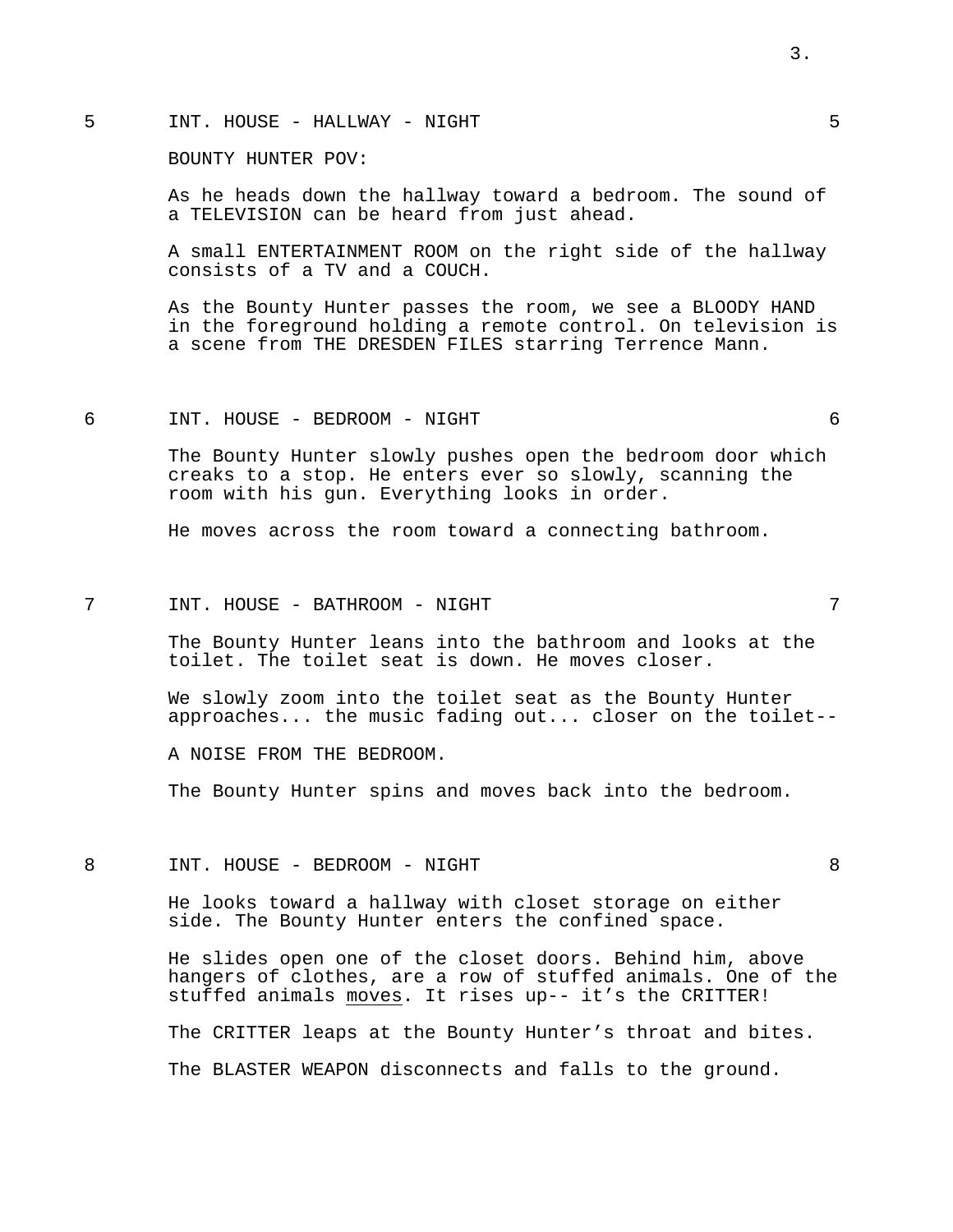5 INT. HOUSE - HALLWAY - NIGHT 5

BOUNTY HUNTER POV:

As he heads down the hallway toward a bedroom. The sound of a TELEVISION can be heard from just ahead.

A small ENTERTAINMENT ROOM on the right side of the hallway consists of a TV and a COUCH.

As the Bounty Hunter passes the room, we see a BLOODY HAND in the foreground holding a remote control. On television is a scene from THE DRESDEN FILES starring Terrence Mann.

6 INT. HOUSE - BEDROOM - NIGHT 6

The Bounty Hunter slowly pushes open the bedroom door which creaks to a stop. He enters ever so slowly, scanning the room with his gun. Everything looks in order.

He moves across the room toward a connecting bathroom.

7 INT. HOUSE - BATHROOM - NIGHT 7

The Bounty Hunter leans into the bathroom and looks at the toilet. The toilet seat is down. He moves closer.

We slowly zoom into the toilet seat as the Bounty Hunter approaches... the music fading out... closer on the toilet--

A NOISE FROM THE BEDROOM.

The Bounty Hunter spins and moves back into the bedroom.

8 INT. HOUSE - BEDROOM - NIGHT 8

He looks toward a hallway with closet storage on either side. The Bounty Hunter enters the confined space.

He slides open one of the closet doors. Behind him, above hangers of clothes, are a row of stuffed animals. One of the stuffed animals <u>moves</u>. It rises up-- it's the CRITTER!

The CRITTER leaps at the Bounty Hunter's throat and bites.

The BLASTER WEAPON disconnects and falls to the ground.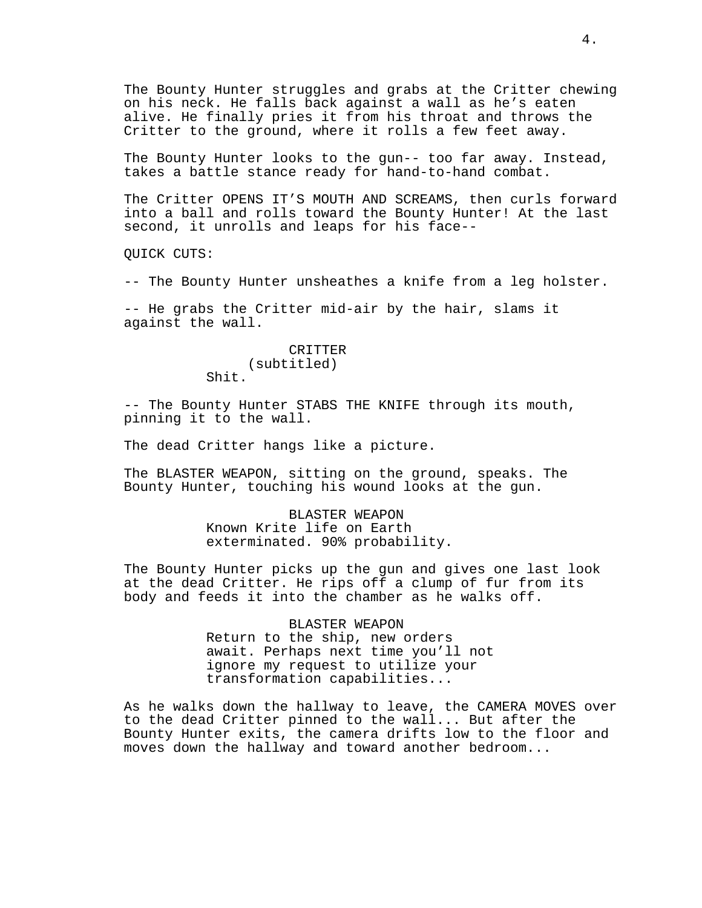The Bounty Hunter struggles and grabs at the Critter chewing on his neck. He falls back against a wall as he's eaten alive. He finally pries it from his throat and throws the Critter to the ground, where it rolls a few feet away.

The Bounty Hunter looks to the gun-- too far away. Instead, takes a battle stance ready for hand-to-hand combat.

The Critter OPENS IT'S MOUTH AND SCREAMS, then curls forward into a ball and rolls toward the Bounty Hunter! At the last second, it unrolls and leaps for his face--

QUICK CUTS:

-- The Bounty Hunter unsheathes a knife from a leg holster.

-- He grabs the Critter mid-air by the hair, slams it against the wall.

CRITTER
(subtitled)
Shit.

-- The Bounty Hunter STABS THE KNIFE through its mouth, pinning it to the wall.

The dead Critter hangs like a picture.

The BLASTER WEAPON, sitting on the ground, speaks. The Bounty Hunter, touching his wound looks at the gun.

BLASTER WEAPON
Known Krite life on Earth exterminated. 90% probability.

The Bounty Hunter picks up the gun and gives one last look at the dead Critter. He rips off a clump of fur from its body and feeds it into the chamber as he walks off.

BLASTER WEAPON
Return to the ship, new orders await. Perhaps next time you'll not ignore my request to utilize your transformation capabilities...

As he walks down the hallway to leave, the CAMERA MOVES over to the dead Critter pinned to the wall... But after the Bounty Hunter exits, the camera drifts low to the floor and moves down the hallway and toward another bedroom...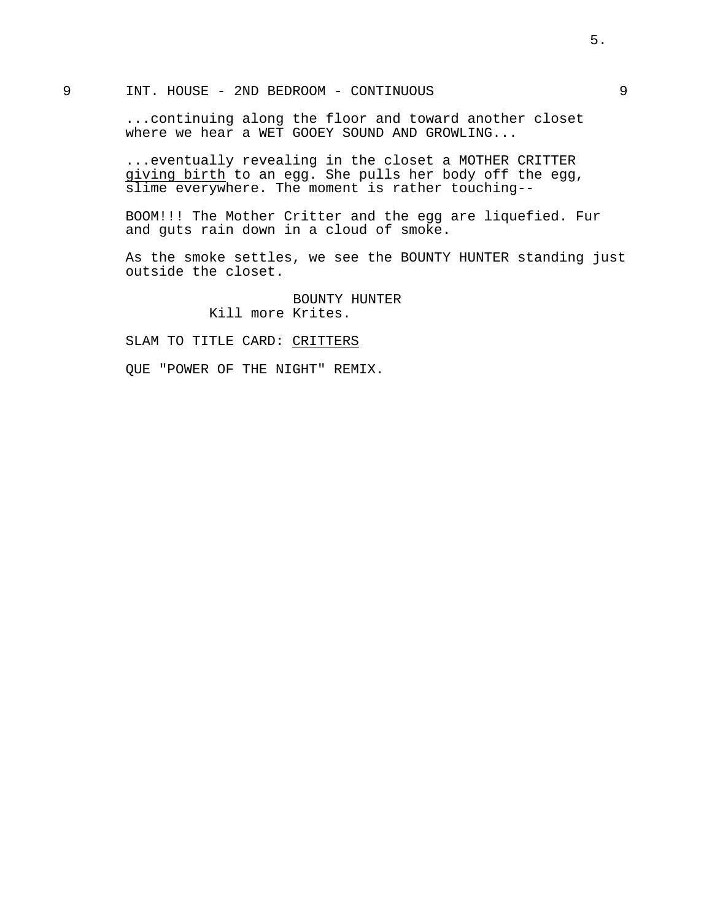9 INT. HOUSE - 2ND BEDROOM - CONTINUOUS 9

...continuing along the floor and toward another closet where we hear a WET GOOEY SOUND AND GROWLING...

...eventually revealing in the closet a MOTHER CRITTER giving birth to an egg. She pulls her body off the egg, slime everywhere. The moment is rather touching--

BOOM!!! The Mother Critter and the egg are liquefied. Fur and guts rain down in a cloud of smoke.

As the smoke settles, we see the BOUNTY HUNTER standing just outside the closet.

BOUNTY HUNTER
Kill more Krites.

SLAM TO TITLE CARD: CRITTERS

QUE "POWER OF THE NIGHT" REMIX.